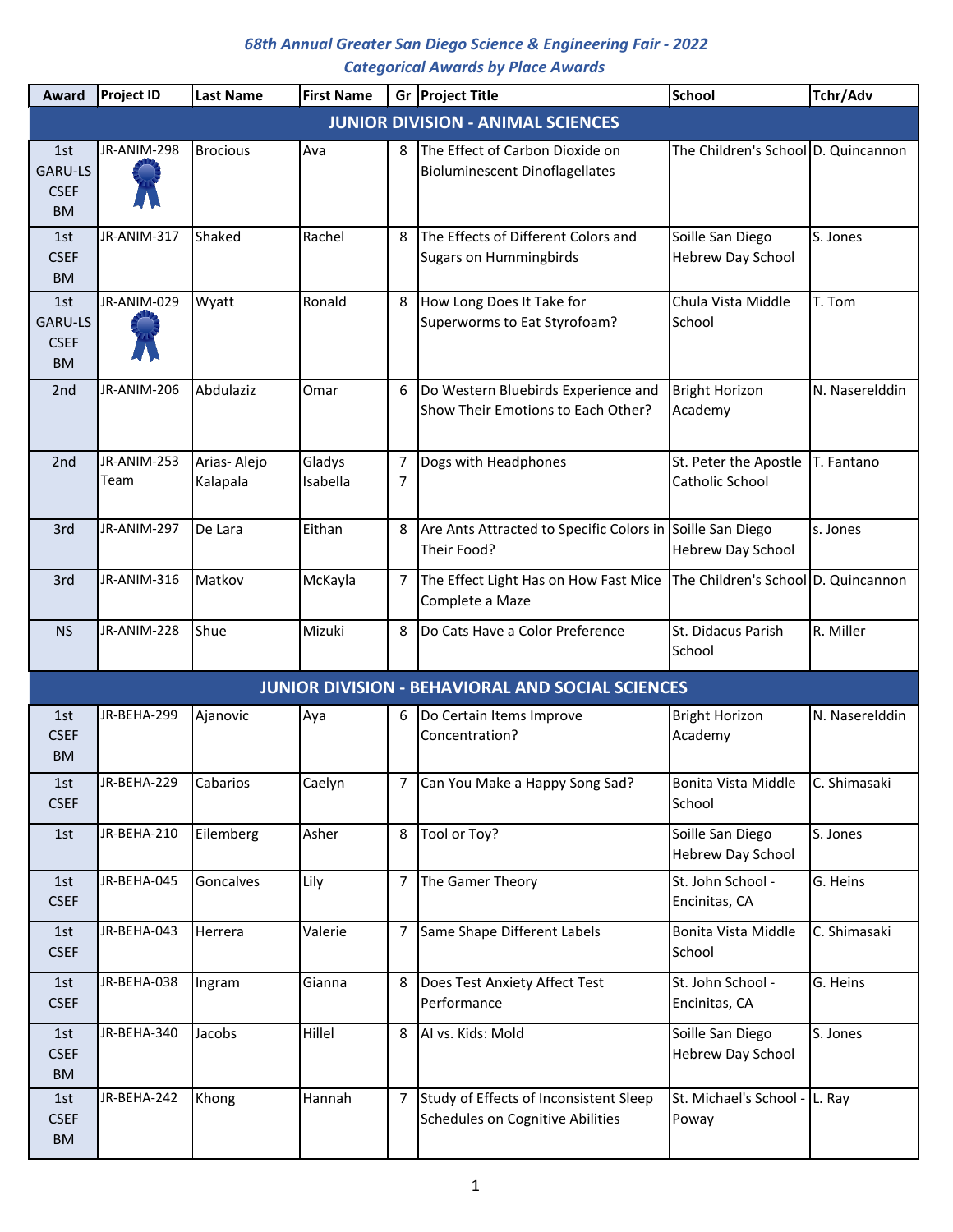*68th Annual Greater San Diego Science & Engineering Fair - 2022*
*Categorical Awards by Place Awards*

| Award | Project ID | Last Name | First Name | Gr | Project Title | School | Tchr/Adv |
|---|---|---|---|---|---|---|---|
| **JUNIOR DIVISION - ANIMAL SCIENCES** | | | | | | | |
| 1st GARU-LS CSEF BM | JR-ANIM-298 | Brocious | Ava | 8 | The Effect of Carbon Dioxide on Bioluminescent Dinoflagellates | The Children's School | D. Quincannon |
| 1st CSEF BM | JR-ANIM-317 | Shaked | Rachel | 8 | The Effects of Different Colors and Sugars on Hummingbirds | Soille San Diego Hebrew Day School | S. Jones |
| 1st GARU-LS CSEF BM | JR-ANIM-029 | Wyatt | Ronald | 8 | How Long Does It Take for Superworms to Eat Styrofoam? | Chula Vista Middle School | T. Tom |
| 2nd | JR-ANIM-206 | Abdulaziz | Omar | 6 | Do Western Bluebirds Experience and Show Their Emotions to Each Other? | Bright Horizon Academy | N. Naserelddin |
| 2nd | JR-ANIM-253 Team | Arias- Alejo Kalapala | Gladys Isabella | 7 7 | Dogs with Headphones | St. Peter the Apostle Catholic School | T. Fantano |
| 3rd | JR-ANIM-297 | De Lara | Eithan | 8 | Are Ants Attracted to Specific Colors in Their Food? | Soille San Diego Hebrew Day School | s. Jones |
| 3rd | JR-ANIM-316 | Matkov | McKayla | 7 | The Effect Light Has on How Fast Mice Complete a Maze | The Children's School | D. Quincannon |
| NS | JR-ANIM-228 | Shue | Mizuki | 8 | Do Cats Have a Color Preference | St. Didacus Parish School | R. Miller |
| **JUNIOR DIVISION - BEHAVIORAL AND SOCIAL SCIENCES** | | | | | | | |
| 1st CSEF BM | JR-BEHA-299 | Ajanovic | Aya | 6 | Do Certain Items Improve Concentration? | Bright Horizon Academy | N. Naserelddin |
| 1st CSEF | JR-BEHA-229 | Cabarios | Caelyn | 7 | Can You Make a Happy Song Sad? | Bonita Vista Middle School | C. Shimasaki |
| 1st | JR-BEHA-210 | Eilemberg | Asher | 8 | Tool or Toy? | Soille San Diego Hebrew Day School | S. Jones |
| 1st CSEF | JR-BEHA-045 | Goncalves | Lily | 7 | The Gamer Theory | St. John School - Encinitas, CA | G. Heins |
| 1st CSEF | JR-BEHA-043 | Herrera | Valerie | 7 | Same Shape Different Labels | Bonita Vista Middle School | C. Shimasaki |
| 1st CSEF | JR-BEHA-038 | Ingram | Gianna | 8 | Does Test Anxiety Affect Test Performance | St. John School - Encinitas, CA | G. Heins |
| 1st CSEF BM | JR-BEHA-340 | Jacobs | Hillel | 8 | AI vs. Kids: Mold | Soille San Diego Hebrew Day School | S. Jones |
| 1st CSEF BM | JR-BEHA-242 | Khong | Hannah | 7 | Study of Effects of Inconsistent Sleep Schedules on Cognitive Abilities | St. Michael's School - Poway | L. Ray |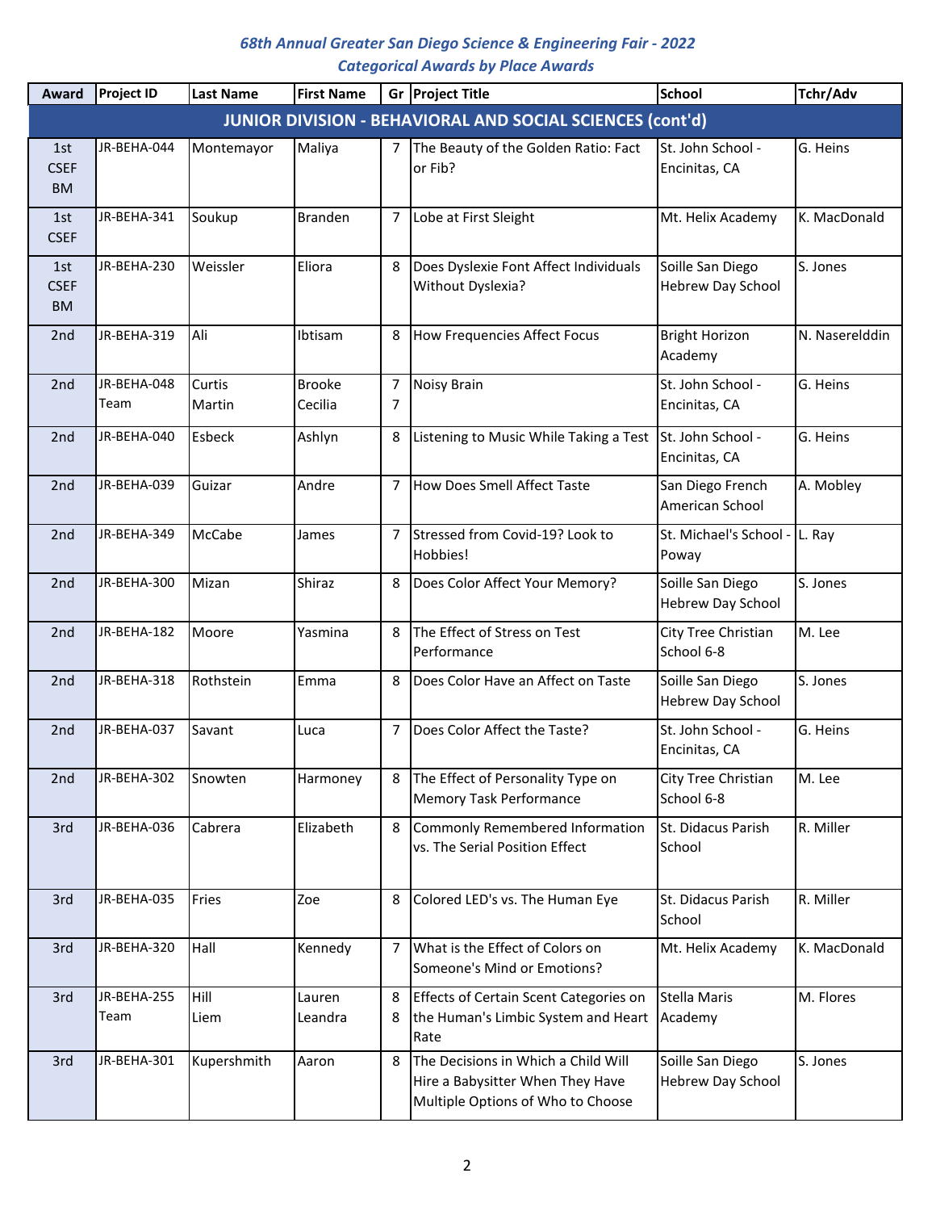*68th Annual Greater San Diego Science & Engineering Fair - 2022*
*Categorical Awards by Place Awards*

| Award | Project ID | Last Name | First Name | Gr | Project Title | School | Tchr/Adv |
|---|---|---|---|---|---|---|---|
| **JUNIOR DIVISION - BEHAVIORAL AND SOCIAL SCIENCES (cont'd)** | | | | | | | |
| 1st CSEF BM | JR-BEHA-044 | Montemayor | Maliya | 7 | The Beauty of the Golden Ratio: Fact or Fib? | St. John School - Encinitas, CA | G. Heins |
| 1st CSEF | JR-BEHA-341 | Soukup | Branden | 7 | Lobe at First Sleight | Mt. Helix Academy | K. MacDonald |
| 1st CSEF BM | JR-BEHA-230 | Weissler | Eliora | 8 | Does Dyslexie Font Affect Individuals Without Dyslexia? | Soille San Diego Hebrew Day School | S. Jones |
| 2nd | JR-BEHA-319 | Ali | Ibtisam | 8 | How Frequencies Affect Focus | Bright Horizon Academy | N. Naserelddin |
| 2nd | JR-BEHA-048 Team | Curtis Martin | Brooke Cecilia | 7 7 | Noisy Brain | St. John School - Encinitas, CA | G. Heins |
| 2nd | JR-BEHA-040 | Esbeck | Ashlyn | 8 | Listening to Music While Taking a Test | St. John School - Encinitas, CA | G. Heins |
| 2nd | JR-BEHA-039 | Guizar | Andre | 7 | How Does Smell Affect Taste | San Diego French American School | A. Mobley |
| 2nd | JR-BEHA-349 | McCabe | James | 7 | Stressed from Covid-19? Look to Hobbies! | St. Michael's School - Poway | L. Ray |
| 2nd | JR-BEHA-300 | Mizan | Shiraz | 8 | Does Color Affect Your Memory? | Soille San Diego Hebrew Day School | S. Jones |
| 2nd | JR-BEHA-182 | Moore | Yasmina | 8 | The Effect of Stress on Test Performance | City Tree Christian School 6-8 | M. Lee |
| 2nd | JR-BEHA-318 | Rothstein | Emma | 8 | Does Color Have an Affect on Taste | Soille San Diego Hebrew Day School | S. Jones |
| 2nd | JR-BEHA-037 | Savant | Luca | 7 | Does Color Affect the Taste? | St. John School - Encinitas, CA | G. Heins |
| 2nd | JR-BEHA-302 | Snowten | Harmoney | 8 | The Effect of Personality Type on Memory Task Performance | City Tree Christian School 6-8 | M. Lee |
| 3rd | JR-BEHA-036 | Cabrera | Elizabeth | 8 | Commonly Remembered Information vs. The Serial Position Effect | St. Didacus Parish School | R. Miller |
| 3rd | JR-BEHA-035 | Fries | Zoe | 8 | Colored LED's vs. The Human Eye | St. Didacus Parish School | R. Miller |
| 3rd | JR-BEHA-320 | Hall | Kennedy | 7 | What is the Effect of Colors on Someone's Mind or Emotions? | Mt. Helix Academy | K. MacDonald |
| 3rd | JR-BEHA-255 Team | Hill Liem | Lauren Leandra | 8 8 | Effects of Certain Scent Categories on the Human's Limbic System and Heart Rate | Stella Maris Academy | M. Flores |
| 3rd | JR-BEHA-301 | Kupershmith | Aaron | 8 | The Decisions in Which a Child Will Hire a Babysitter When They Have Multiple Options of Who to Choose | Soille San Diego Hebrew Day School | S. Jones |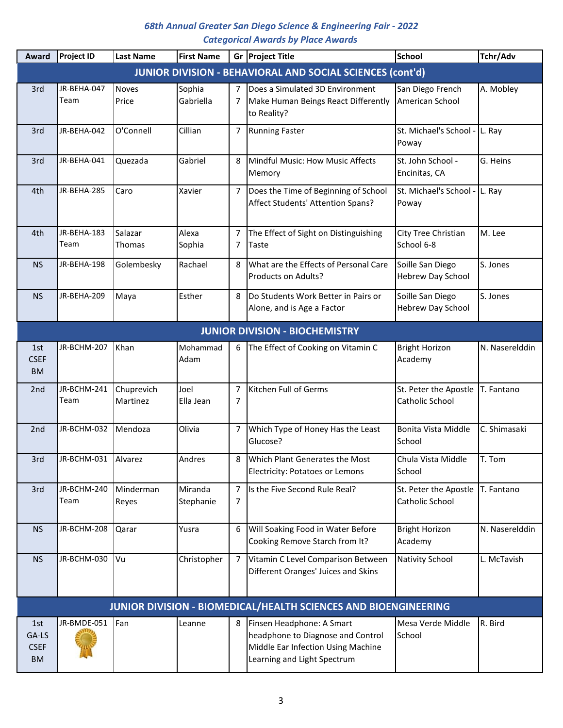# 68th Annual Greater San Diego Science & Engineering Fair - 2022
## Categorical Awards by Place Awards

| Award | Project ID | Last Name | First Name | Gr | Project Title | School | Tchr/Adv |
|---|---|---|---|---|---|---|---|
| **JUNIOR DIVISION - BEHAVIORAL AND SOCIAL SCIENCES (cont'd)** | | | | | | | |
| 3rd | JR-BEHA-047 Team | Noves Price | Sophia Gabriella | 7 7 | Does a Simulated 3D Environment Make Human Beings React Differently to Reality? | San Diego French American School | A. Mobley |
| 3rd | JR-BEHA-042 | O'Connell | Cillian | 7 | Running Faster | St. Michael's School - Poway | L. Ray |
| 3rd | JR-BEHA-041 | Quezada | Gabriel | 8 | Mindful Music: How Music Affects Memory | St. John School - Encinitas, CA | G. Heins |
| 4th | JR-BEHA-285 | Caro | Xavier | 7 | Does the Time of Beginning of School Affect Students' Attention Spans? | St. Michael's School - Poway | L. Ray |
| 4th | JR-BEHA-183 Team | Salazar Thomas | Alexa Sophia | 7 7 | The Effect of Sight on Distinguishing Taste | City Tree Christian School 6-8 | M. Lee |
| NS | JR-BEHA-198 | Golembesky | Rachael | 8 | What are the Effects of Personal Care Products on Adults? | Soille San Diego Hebrew Day School | S. Jones |
| NS | JR-BEHA-209 | Maya | Esther | 8 | Do Students Work Better in Pairs or Alone, and is Age a Factor | Soille San Diego Hebrew Day School | S. Jones |
| **JUNIOR DIVISION - BIOCHEMISTRY** | | | | | | | |
| 1st CSEF BM | JR-BCHM-207 | Khan | Mohammad Adam | 6 | The Effect of Cooking on Vitamin C | Bright Horizon Academy | N. Naserelddin |
| 2nd | JR-BCHM-241 Team | Chuprevich Martinez | Joel Ella Jean | 7 7 | Kitchen Full of Germs | St. Peter the Apostle Catholic School | T. Fantano |
| 2nd | JR-BCHM-032 | Mendoza | Olivia | 7 | Which Type of Honey Has the Least Glucose? | Bonita Vista Middle School | C. Shimasaki |
| 3rd | JR-BCHM-031 | Alvarez | Andres | 8 | Which Plant Generates the Most Electricity: Potatoes or Lemons | Chula Vista Middle School | T. Tom |
| 3rd | JR-BCHM-240 Team | Minderman Reyes | Miranda Stephanie | 7 7 | Is the Five Second Rule Real? | St. Peter the Apostle Catholic School | T. Fantano |
| NS | JR-BCHM-208 | Qarar | Yusra | 6 | Will Soaking Food in Water Before Cooking Remove Starch from It? | Bright Horizon Academy | N. Naserelddin |
| NS | JR-BCHM-030 | Vu | Christopher | 7 | Vitamin C Level Comparison Between Different Oranges' Juices and Skins | Nativity School | L. McTavish |
| **JUNIOR DIVISION - BIOMEDICAL/HEALTH SCIENCES AND BIOENGINEERING** | | | | | | | |
| 1st GA-LS CSEF BM | JR-BMDE-051 | Fan | Leanne | 8 | Finsen Headphone: A Smart headphone to Diagnose and Control Middle Ear Infection Using Machine Learning and Light Spectrum | Mesa Verde Middle School | R. Bird |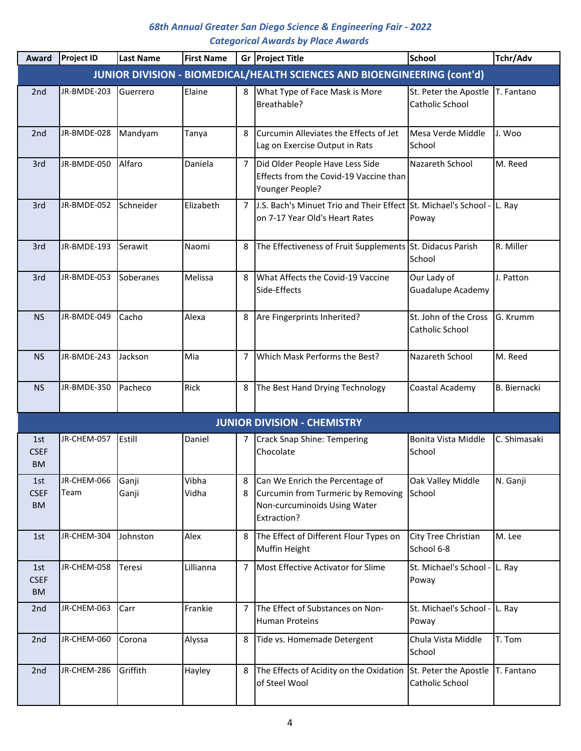## 68th Annual Greater San Diego Science & Engineering Fair - 2022
### Categorical Awards by Place Awards

| Award | Project ID | Last Name | First Name | Gr | Project Title | School | Tchr/Adv |
|---|---|---|---|---|---|---|---|
| **JUNIOR DIVISION - BIOMEDICAL/HEALTH SCIENCES AND BIOENGINEERING (cont'd)** | | | | | | | |
| 2nd | JR-BMDE-203 | Guerrero | Elaine | 8 | What Type of Face Mask is More Breathable? | St. Peter the Apostle Catholic School | T. Fantano |
| 2nd | JR-BMDE-028 | Mandyam | Tanya | 8 | Curcumin Alleviates the Effects of Jet Lag on Exercise Output in Rats | Mesa Verde Middle School | J. Woo |
| 3rd | JR-BMDE-050 | Alfaro | Daniela | 7 | Did Older People Have Less Side Effects from the Covid-19 Vaccine than Younger People? | Nazareth School | M. Reed |
| 3rd | JR-BMDE-052 | Schneider | Elizabeth | 7 | J.S. Bach's Minuet Trio and Their Effect on 7-17 Year Old's Heart Rates | St. Michael's School - Poway | L. Ray |
| 3rd | JR-BMDE-193 | Serawit | Naomi | 8 | The Effectiveness of Fruit Supplements | St. Didacus Parish School | R. Miller |
| 3rd | JR-BMDE-053 | Soberanes | Melissa | 8 | What Affects the Covid-19 Vaccine Side-Effects | Our Lady of Guadalupe Academy | J. Patton |
| NS | JR-BMDE-049 | Cacho | Alexa | 8 | Are Fingerprints Inherited? | St. John of the Cross Catholic School | G. Krumm |
| NS | JR-BMDE-243 | Jackson | Mia | 7 | Which Mask Performs the Best? | Nazareth School | M. Reed |
| NS | JR-BMDE-350 | Pacheco | Rick | 8 | The Best Hand Drying Technology | Coastal Academy | B. Biernacki |
| **JUNIOR DIVISION - CHEMISTRY** | | | | | | | |
| 1st CSEF BM | JR-CHEM-057 | Estill | Daniel | 7 | Crack Snap Shine: Tempering Chocolate | Bonita Vista Middle School | C. Shimasaki |
| 1st CSEF BM | JR-CHEM-066 Team | Ganji<br>Ganji | Vibha<br>Vidha | 8<br>8 | Can We Enrich the Percentage of Curcumin from Turmeric by Removing Non-curcuminoids Using Water Extraction? | Oak Valley Middle School | N. Ganji |
| 1st | JR-CHEM-304 | Johnston | Alex | 8 | The Effect of Different Flour Types on Muffin Height | City Tree Christian School 6-8 | M. Lee |
| 1st CSEF BM | JR-CHEM-058 | Teresi | Lillianna | 7 | Most Effective Activator for Slime | St. Michael's School - Poway | L. Ray |
| 2nd | JR-CHEM-063 | Carr | Frankie | 7 | The Effect of Substances on Non-Human Proteins | St. Michael's School - Poway | L. Ray |
| 2nd | JR-CHEM-060 | Corona | Alyssa | 8 | Tide vs. Homemade Detergent | Chula Vista Middle School | T. Tom |
| 2nd | JR-CHEM-286 | Griffith | Hayley | 8 | The Effects of Acidity on the Oxidation of Steel Wool | St. Peter the Apostle Catholic School | T. Fantano |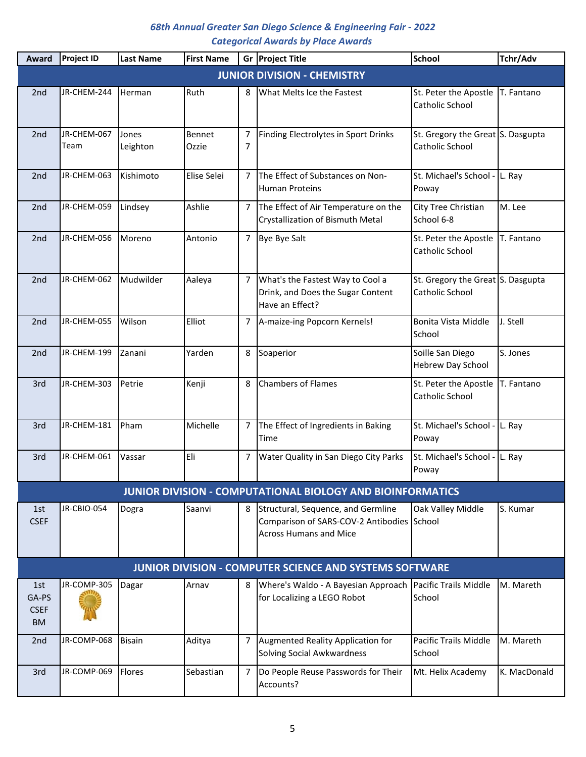*68th Annual Greater San Diego Science & Engineering Fair - 2022*
*Categorical Awards by Place Awards*

| Award | Project ID | Last Name | First Name | Gr | Project Title | School | Tchr/Adv |
|---|---|---|---|---|---|---|---|
| **JUNIOR DIVISION - CHEMISTRY** | | | | | | | |
| 2nd | JR-CHEM-244 | Herman | Ruth | 8 | What Melts Ice the Fastest | St. Peter the Apostle Catholic School | T. Fantano |
| 2nd | JR-CHEM-067 Team | Jones Leighton | Bennet Ozzie | 7 7 | Finding Electrolytes in Sport Drinks | St. Gregory the Great Catholic School | S. Dasgupta |
| 2nd | JR-CHEM-063 | Kishimoto | Elise Selei | 7 | The Effect of Substances on Non-Human Proteins | St. Michael's School - Poway | L. Ray |
| 2nd | JR-CHEM-059 | Lindsey | Ashlie | 7 | The Effect of Air Temperature on the Crystallization of Bismuth Metal | City Tree Christian School 6-8 | M. Lee |
| 2nd | JR-CHEM-056 | Moreno | Antonio | 7 | Bye Bye Salt | St. Peter the Apostle Catholic School | T. Fantano |
| 2nd | JR-CHEM-062 | Mudwilder | Aaleya | 7 | What's the Fastest Way to Cool a Drink, and Does the Sugar Content Have an Effect? | St. Gregory the Great Catholic School | S. Dasgupta |
| 2nd | JR-CHEM-055 | Wilson | Elliot | 7 | A-maize-ing Popcorn Kernels! | Bonita Vista Middle School | J. Stell |
| 2nd | JR-CHEM-199 | Zanani | Yarden | 8 | Soaperior | Soille San Diego Hebrew Day School | S. Jones |
| 3rd | JR-CHEM-303 | Petrie | Kenji | 8 | Chambers of Flames | St. Peter the Apostle Catholic School | T. Fantano |
| 3rd | JR-CHEM-181 | Pham | Michelle | 7 | The Effect of Ingredients in Baking Time | St. Michael's School - Poway | L. Ray |
| 3rd | JR-CHEM-061 | Vassar | Eli | 7 | Water Quality in San Diego City Parks | St. Michael's School - Poway | L. Ray |
| **JUNIOR DIVISION - COMPUTATIONAL BIOLOGY AND BIOINFORMATICS** | | | | | | | |
| 1st CSEF | JR-CBIO-054 | Dogra | Saanvi | 8 | Structural, Sequence, and Germline Comparison of SARS-COV-2 Antibodies Across Humans and Mice | Oak Valley Middle School | S. Kumar |
| **JUNIOR DIVISION - COMPUTER SCIENCE AND SYSTEMS SOFTWARE** | | | | | | | |
| 1st GA-PS CSEF BM | JR-COMP-305 | Dagar | Arnav | 8 | Where's Waldo - A Bayesian Approach for Localizing a LEGO Robot | Pacific Trails Middle School | M. Mareth |
| 2nd | JR-COMP-068 | Bisain | Aditya | 7 | Augmented Reality Application for Solving Social Awkwardness | Pacific Trails Middle School | M. Mareth |
| 3rd | JR-COMP-069 | Flores | Sebastian | 7 | Do People Reuse Passwords for Their Accounts? | Mt. Helix Academy | K. MacDonald |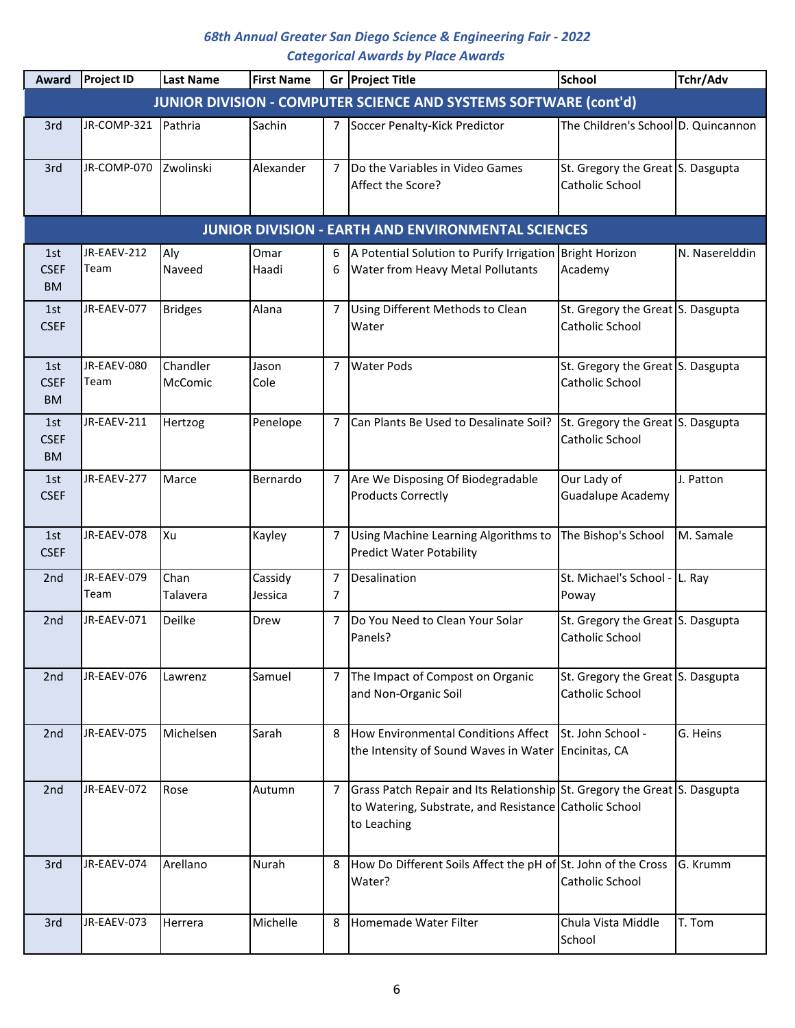*68th Annual Greater San Diego Science & Engineering Fair - 2022*

*Categorical Awards by Place Awards*

| Award | Project ID | Last Name | First Name | Gr | Project Title | School | Tchr/Adv |
|---|---|---|---|---|---|---|---|
| **JUNIOR DIVISION - COMPUTER SCIENCE AND SYSTEMS SOFTWARE (cont'd)** | | | | | | | |
| 3rd | JR-COMP-321 | Pathria | Sachin | 7 | Soccer Penalty-Kick Predictor | The Children's School | D. Quincannon |
| 3rd | JR-COMP-070 | Zwolinski | Alexander | 7 | Do the Variables in Video Games Affect the Score? | St. Gregory the Great Catholic School | S. Dasgupta |
| **JUNIOR DIVISION - EARTH AND ENVIRONMENTAL SCIENCES** | | | | | | | |
| 1st CSEF BM | JR-EAEV-212 Team | Aly Naveed | Omar Haadi | 6 6 | A Potential Solution to Purify Irrigation Water from Heavy Metal Pollutants | Bright Horizon Academy | N. Naserelddin |
| 1st CSEF | JR-EAEV-077 | Bridges | Alana | 7 | Using Different Methods to Clean Water | St. Gregory the Great Catholic School | S. Dasgupta |
| 1st CSEF BM | JR-EAEV-080 Team | Chandler McComic | Jason Cole | 7 | Water Pods | St. Gregory the Great Catholic School | S. Dasgupta |
| 1st CSEF BM | JR-EAEV-211 | Hertzog | Penelope | 7 | Can Plants Be Used to Desalinate Soil? | St. Gregory the Great Catholic School | S. Dasgupta |
| 1st CSEF | JR-EAEV-277 | Marce | Bernardo | 7 | Are We Disposing Of Biodegradable Products Correctly | Our Lady of Guadalupe Academy | J. Patton |
| 1st CSEF | JR-EAEV-078 | Xu | Kayley | 7 | Using Machine Learning Algorithms to Predict Water Potability | The Bishop's School | M. Samale |
| 2nd | JR-EAEV-079 Team | Chan Talavera | Cassidy Jessica | 7 7 | Desalination | St. Michael's School - Poway | L. Ray |
| 2nd | JR-EAEV-071 | Deilke | Drew | 7 | Do You Need to Clean Your Solar Panels? | St. Gregory the Great Catholic School | S. Dasgupta |
| 2nd | JR-EAEV-076 | Lawrenz | Samuel | 7 | The Impact of Compost on Organic and Non-Organic Soil | St. Gregory the Great Catholic School | S. Dasgupta |
| 2nd | JR-EAEV-075 | Michelsen | Sarah | 8 | How Environmental Conditions Affect the Intensity of Sound Waves in Water | St. John School - Encinitas, CA | G. Heins |
| 2nd | JR-EAEV-072 | Rose | Autumn | 7 | Grass Patch Repair and Its Relationship to Watering, Substrate, and Resistance to Leaching | St. Gregory the Great Catholic School | S. Dasgupta |
| 3rd | JR-EAEV-074 | Arellano | Nurah | 8 | How Do Different Soils Affect the pH of Water? | St. John of the Cross Catholic School | G. Krumm |
| 3rd | JR-EAEV-073 | Herrera | Michelle | 8 | Homemade Water Filter | Chula Vista Middle School | T. Tom |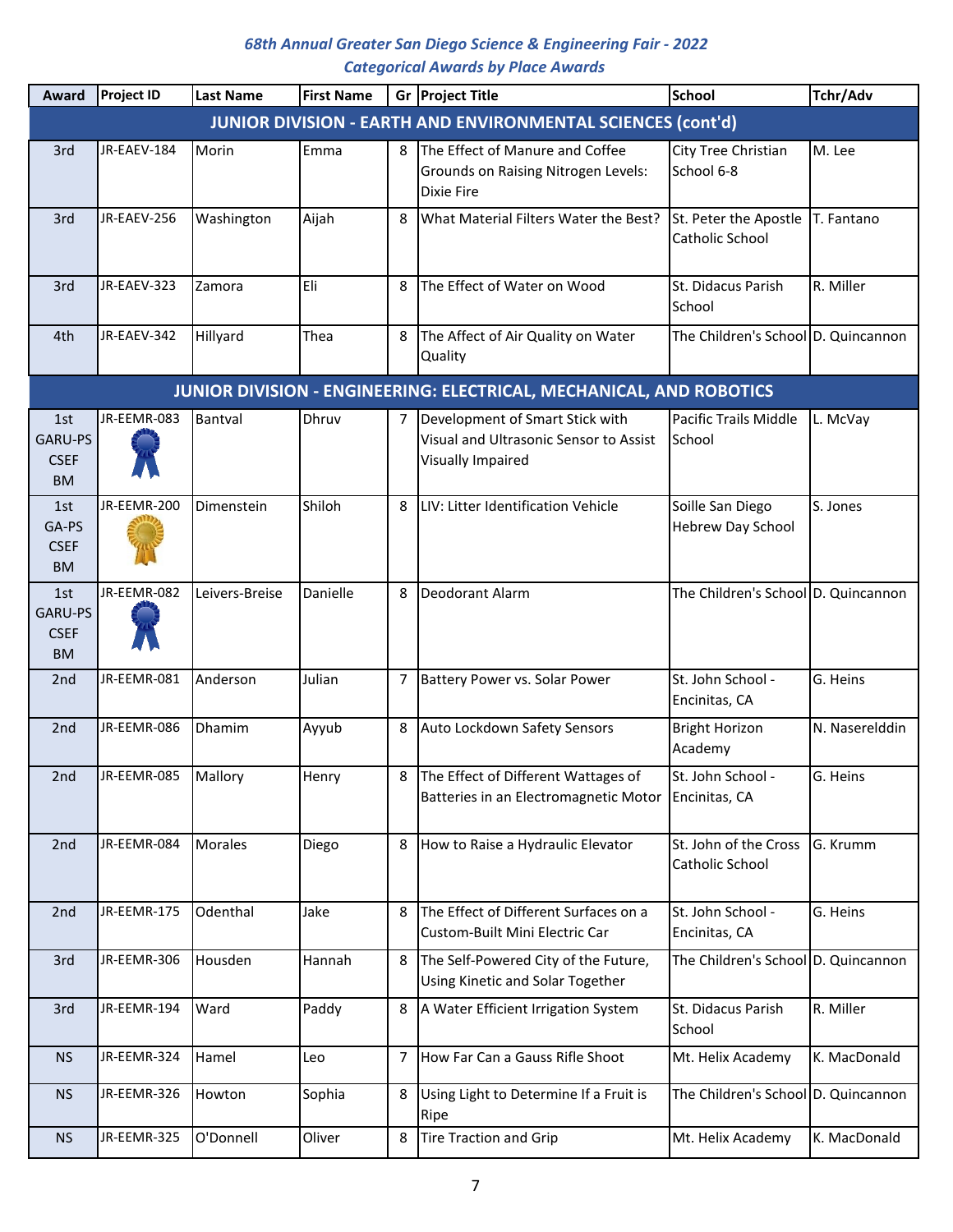*68th Annual Greater San Diego Science & Engineering Fair - 2022*
*Categorical Awards by Place Awards*

| Award | Project ID | Last Name | First Name | Gr | Project Title | School | Tchr/Adv |
|---|---|---|---|---|---|---|---|
| **JUNIOR DIVISION - EARTH AND ENVIRONMENTAL SCIENCES (cont'd)** | | | | | | | |
| 3rd | JR-EAEV-184 | Morin | Emma | 8 | The Effect of Manure and Coffee Grounds on Raising Nitrogen Levels: Dixie Fire | City Tree Christian School 6-8 | M. Lee |
| 3rd | JR-EAEV-256 | Washington | Aijah | 8 | What Material Filters Water the Best? | St. Peter the Apostle Catholic School | T. Fantano |
| 3rd | JR-EAEV-323 | Zamora | Eli | 8 | The Effect of Water on Wood | St. Didacus Parish School | R. Miller |
| 4th | JR-EAEV-342 | Hillyard | Thea | 8 | The Affect of Air Quality on Water Quality | The Children's School | D. Quincannon |
| **JUNIOR DIVISION - ENGINEERING: ELECTRICAL, MECHANICAL, AND ROBOTICS** | | | | | | | |
| 1st GARU-PS CSEF BM | JR-EEMR-083 | Bantval | Dhruv | 7 | Development of Smart Stick with Visual and Ultrasonic Sensor to Assist Visually Impaired | Pacific Trails Middle School | L. McVay |
| 1st GA-PS CSEF BM | JR-EEMR-200 | Dimenstein | Shiloh | 8 | LIV: Litter Identification Vehicle | Soille San Diego Hebrew Day School | S. Jones |
| 1st GARU-PS CSEF BM | JR-EEMR-082 | Leivers-Breise | Danielle | 8 | Deodorant Alarm | The Children's School | D. Quincannon |
| 2nd | JR-EEMR-081 | Anderson | Julian | 7 | Battery Power vs. Solar Power | St. John School - Encinitas, CA | G. Heins |
| 2nd | JR-EEMR-086 | Dhamim | Ayyub | 8 | Auto Lockdown Safety Sensors | Bright Horizon Academy | N. Naserelddin |
| 2nd | JR-EEMR-085 | Mallory | Henry | 8 | The Effect of Different Wattages of Batteries in an Electromagnetic Motor | St. John School - Encinitas, CA | G. Heins |
| 2nd | JR-EEMR-084 | Morales | Diego | 8 | How to Raise a Hydraulic Elevator | St. John of the Cross Catholic School | G. Krumm |
| 2nd | JR-EEMR-175 | Odenthal | Jake | 8 | The Effect of Different Surfaces on a Custom-Built Mini Electric Car | St. John School - Encinitas, CA | G. Heins |
| 3rd | JR-EEMR-306 | Housden | Hannah | 8 | The Self-Powered City of the Future, Using Kinetic and Solar Together | The Children's School | D. Quincannon |
| 3rd | JR-EEMR-194 | Ward | Paddy | 8 | A Water Efficient Irrigation System | St. Didacus Parish School | R. Miller |
| NS | JR-EEMR-324 | Hamel | Leo | 7 | How Far Can a Gauss Rifle Shoot | Mt. Helix Academy | K. MacDonald |
| NS | JR-EEMR-326 | Howton | Sophia | 8 | Using Light to Determine If a Fruit is Ripe | The Children's School | D. Quincannon |
| NS | JR-EEMR-325 | O'Donnell | Oliver | 8 | Tire Traction and Grip | Mt. Helix Academy | K. MacDonald |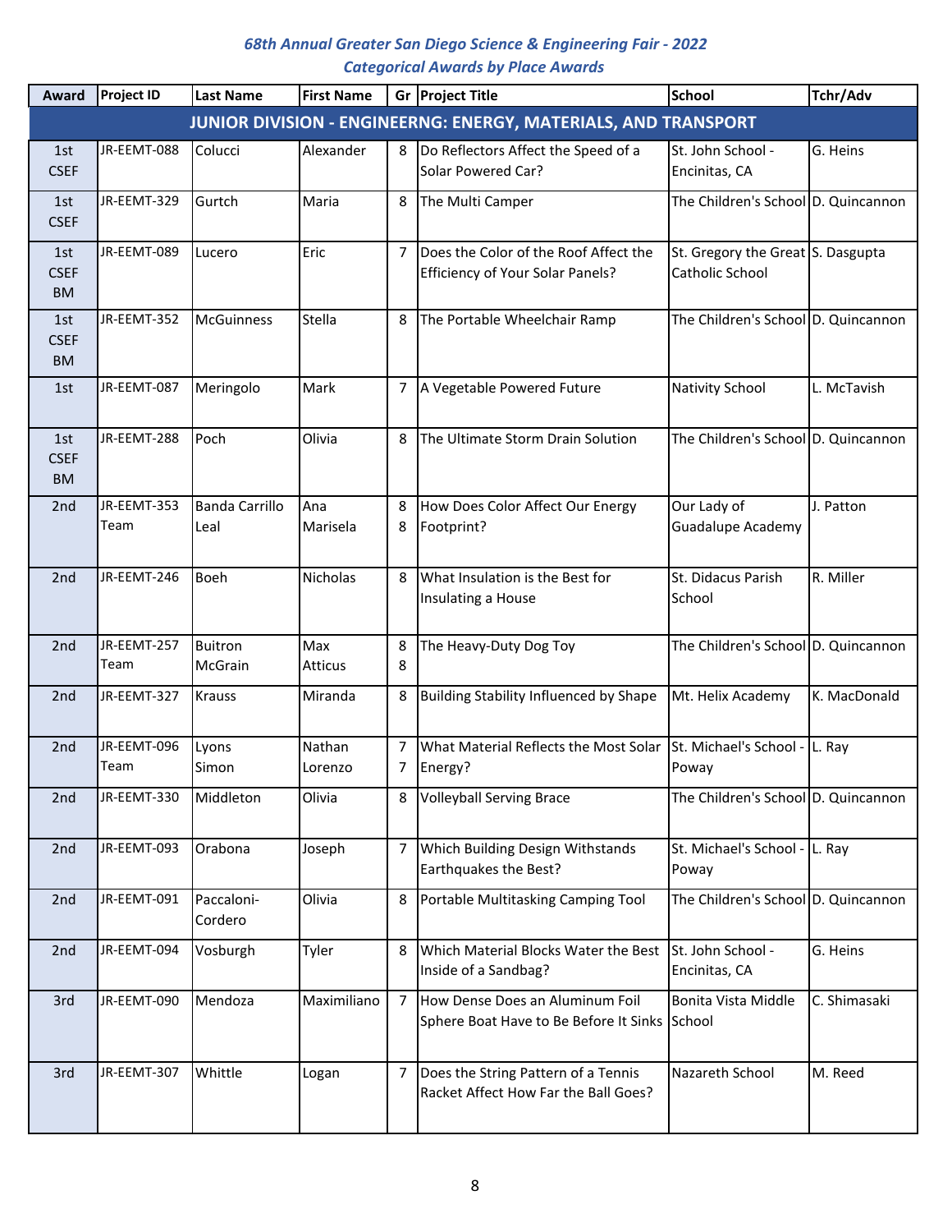## 68th Annual Greater San Diego Science & Engineering Fair - 2022

### Categorical Awards by Place Awards

| Award | Project ID | Last Name | First Name | Gr | Project Title | School | Tchr/Adv |
|---|---|---|---|---|---|---|---|
| **JUNIOR DIVISION - ENGINEERNG: ENERGY, MATERIALS, AND TRANSPORT** | | | | | | | |
| 1st CSEF | JR-EEMT-088 | Colucci | Alexander | 8 | Do Reflectors Affect the Speed of a Solar Powered Car? | St. John School - Encinitas, CA | G. Heins |
| 1st CSEF | JR-EEMT-329 | Gurtch | Maria | 8 | The Multi Camper | The Children's School | D. Quincannon |
| 1st CSEF BM | JR-EEMT-089 | Lucero | Eric | 7 | Does the Color of the Roof Affect the Efficiency of Your Solar Panels? | St. Gregory the Great Catholic School | S. Dasgupta |
| 1st CSEF BM | JR-EEMT-352 | McGuinness | Stella | 8 | The Portable Wheelchair Ramp | The Children's School | D. Quincannon |
| 1st | JR-EEMT-087 | Meringolo | Mark | 7 | A Vegetable Powered Future | Nativity School | L. McTavish |
| 1st CSEF BM | JR-EEMT-288 | Poch | Olivia | 8 | The Ultimate Storm Drain Solution | The Children's School | D. Quincannon |
| 2nd | JR-EEMT-353 Team | Banda Carrillo Leal | Ana Marisela | 8 8 | How Does Color Affect Our Energy Footprint? | Our Lady of Guadalupe Academy | J. Patton |
| 2nd | JR-EEMT-246 | Boeh | Nicholas | 8 | What Insulation is the Best for Insulating a House | St. Didacus Parish School | R. Miller |
| 2nd | JR-EEMT-257 Team | Buitron McGrain | Max Atticus | 8 8 | The Heavy-Duty Dog Toy | The Children's School | D. Quincannon |
| 2nd | JR-EEMT-327 | Krauss | Miranda | 8 | Building Stability Influenced by Shape | Mt. Helix Academy | K. MacDonald |
| 2nd | JR-EEMT-096 Team | Lyons Simon | Nathan Lorenzo | 7 7 | What Material Reflects the Most Solar Energy? | St. Michael's School - Poway | L. Ray |
| 2nd | JR-EEMT-330 | Middleton | Olivia | 8 | Volleyball Serving Brace | The Children's School | D. Quincannon |
| 2nd | JR-EEMT-093 | Orabona | Joseph | 7 | Which Building Design Withstands Earthquakes the Best? | St. Michael's School - Poway | L. Ray |
| 2nd | JR-EEMT-091 | Paccaloni-Cordero | Olivia | 8 | Portable Multitasking Camping Tool | The Children's School | D. Quincannon |
| 2nd | JR-EEMT-094 | Vosburgh | Tyler | 8 | Which Material Blocks Water the Best Inside of a Sandbag? | St. John School - Encinitas, CA | G. Heins |
| 3rd | JR-EEMT-090 | Mendoza | Maximiliano | 7 | How Dense Does an Aluminum Foil Sphere Boat Have to Be Before It Sinks | Bonita Vista Middle School | C. Shimasaki |
| 3rd | JR-EEMT-307 | Whittle | Logan | 7 | Does the String Pattern of a Tennis Racket Affect How Far the Ball Goes? | Nazareth School | M. Reed |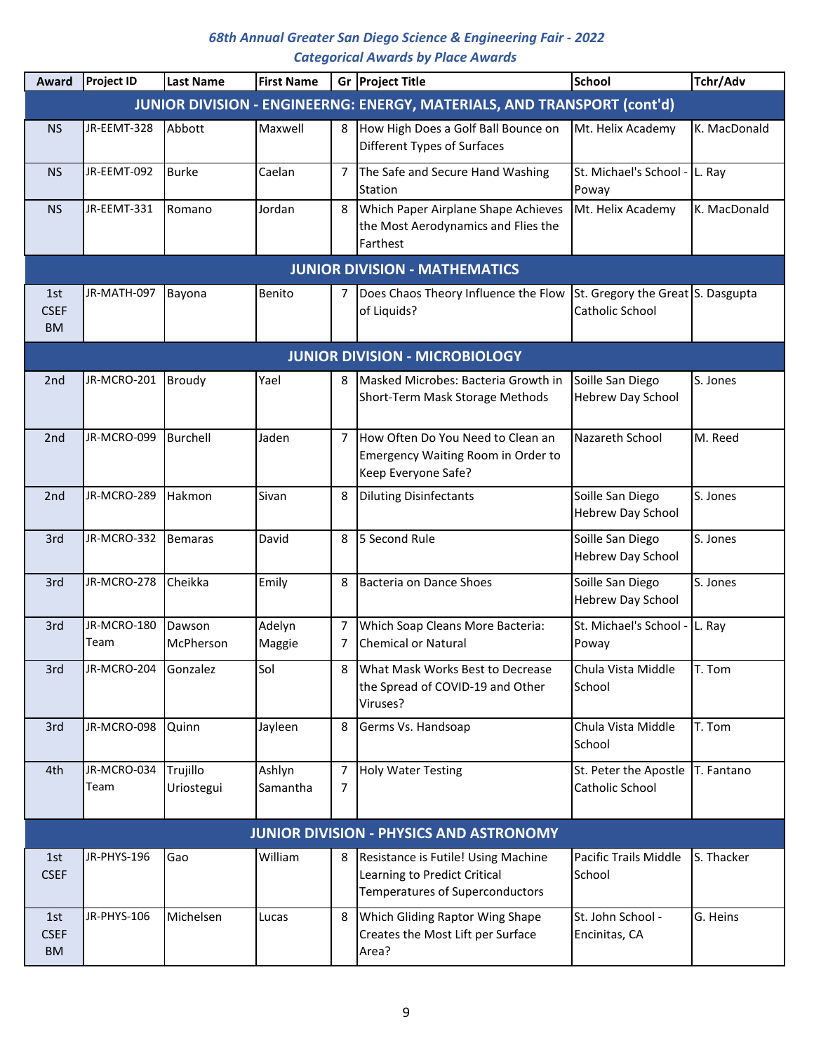*68th Annual Greater San Diego Science & Engineering Fair - 2022*

*Categorical Awards by Place Awards*

| Award | Project ID | Last Name | First Name | Gr | Project Title | School | Tchr/Adv |
|---|---|---|---|---|---|---|---|
| **JUNIOR DIVISION - ENGINEERNG: ENERGY, MATERIALS, AND TRANSPORT (cont'd)** | | | | | | | |
| NS | JR-EEMT-328 | Abbott | Maxwell | 8 | How High Does a Golf Ball Bounce on Different Types of Surfaces | Mt. Helix Academy | K. MacDonald |
| NS | JR-EEMT-092 | Burke | Caelan | 7 | The Safe and Secure Hand Washing Station | St. Michael's School - Poway | L. Ray |
| NS | JR-EEMT-331 | Romano | Jordan | 8 | Which Paper Airplane Shape Achieves the Most Aerodynamics and Flies the Farthest | Mt. Helix Academy | K. MacDonald |
| **JUNIOR DIVISION - MATHEMATICS** | | | | | | | |
| 1st CSEF BM | JR-MATH-097 | Bayona | Benito | 7 | Does Chaos Theory Influence the Flow of Liquids? | St. Gregory the Great Catholic School | S. Dasgupta |
| **JUNIOR DIVISION - MICROBIOLOGY** | | | | | | | |
| 2nd | JR-MCRO-201 | Broudy | Yael | 8 | Masked Microbes: Bacteria Growth in Short-Term Mask Storage Methods | Soille San Diego Hebrew Day School | S. Jones |
| 2nd | JR-MCRO-099 | Burchell | Jaden | 7 | How Often Do You Need to Clean an Emergency Waiting Room in Order to Keep Everyone Safe? | Nazareth School | M. Reed |
| 2nd | JR-MCRO-289 | Hakmon | Sivan | 8 | Diluting Disinfectants | Soille San Diego Hebrew Day School | S. Jones |
| 3rd | JR-MCRO-332 | Bemaras | David | 8 | 5 Second Rule | Soille San Diego Hebrew Day School | S. Jones |
| 3rd | JR-MCRO-278 | Cheikka | Emily | 8 | Bacteria on Dance Shoes | Soille San Diego Hebrew Day School | S. Jones |
| 3rd | JR-MCRO-180 Team | Dawson McPherson | Adelyn Maggie | 7 7 | Which Soap Cleans More Bacteria: Chemical or Natural | St. Michael's School - Poway | L. Ray |
| 3rd | JR-MCRO-204 | Gonzalez | Sol | 8 | What Mask Works Best to Decrease the Spread of COVID-19 and Other Viruses? | Chula Vista Middle School | T. Tom |
| 3rd | JR-MCRO-098 | Quinn | Jayleen | 8 | Germs Vs. Handsoap | Chula Vista Middle School | T. Tom |
| 4th | JR-MCRO-034 Team | Trujillo Uriostegui | Ashlyn Samantha | 7 7 | Holy Water Testing | St. Peter the Apostle Catholic School | T. Fantano |
| **JUNIOR DIVISION - PHYSICS AND ASTRONOMY** | | | | | | | |
| 1st CSEF | JR-PHYS-196 | Gao | William | 8 | Resistance is Futile! Using Machine Learning to Predict Critical Temperatures of Superconductors | Pacific Trails Middle School | S. Thacker |
| 1st CSEF BM | JR-PHYS-106 | Michelsen | Lucas | 8 | Which Gliding Raptor Wing Shape Creates the Most Lift per Surface Area? | St. John School - Encinitas, CA | G. Heins |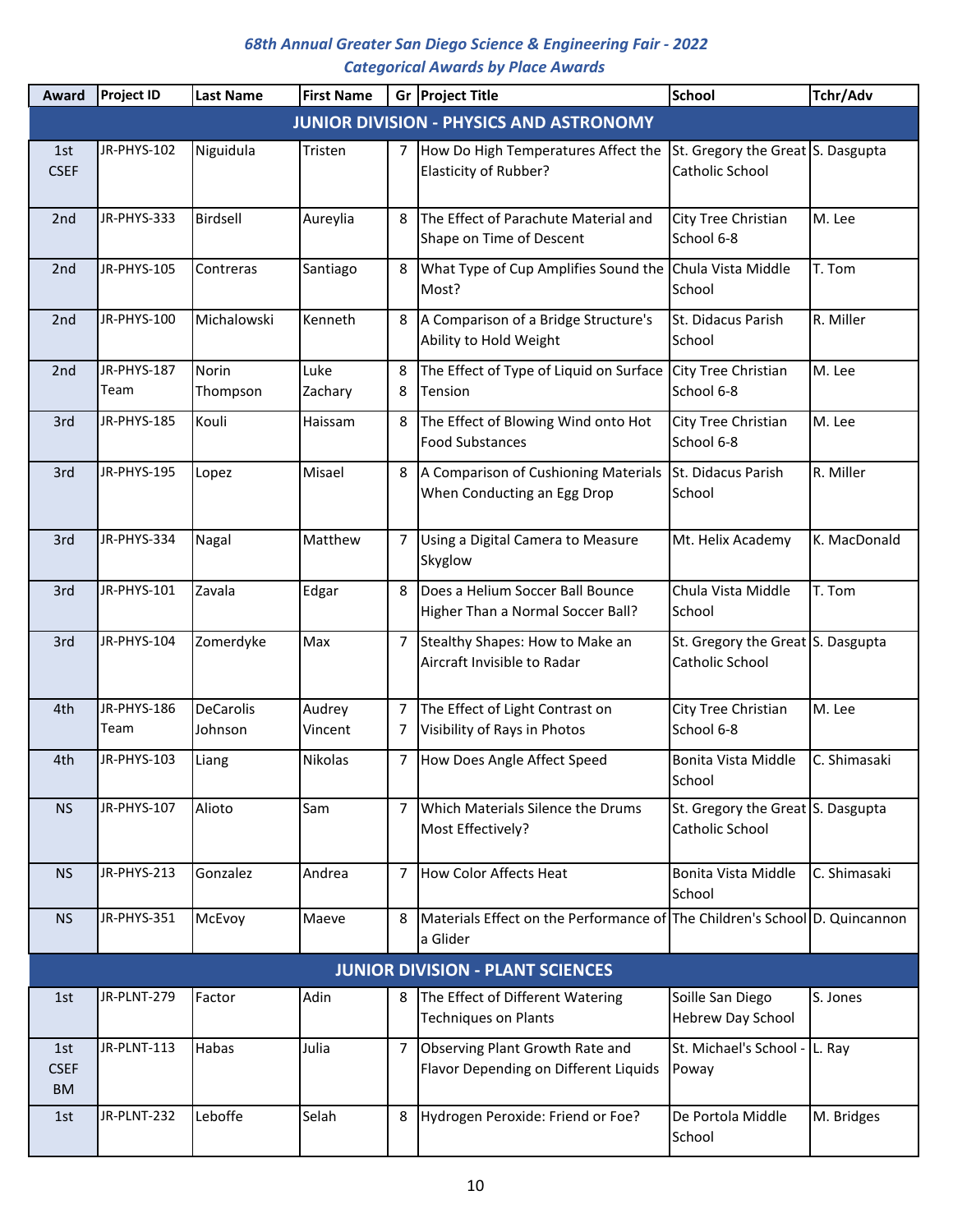## 68th Annual Greater San Diego Science & Engineering Fair - 2022
## Categorical Awards by Place Awards

| Award | Project ID | Last Name | First Name | Gr | Project Title | School | Tchr/Adv |
|---|---|---|---|---|---|---|---|
| **JUNIOR DIVISION - PHYSICS AND ASTRONOMY** | | | | | | | |
| 1st CSEF | JR-PHYS-102 | Niguidula | Tristen | 7 | How Do High Temperatures Affect the Elasticity of Rubber? | St. Gregory the Great Catholic School | S. Dasgupta |
| 2nd | JR-PHYS-333 | Birdsell | Aureylia | 8 | The Effect of Parachute Material and Shape on Time of Descent | City Tree Christian School 6-8 | M. Lee |
| 2nd | JR-PHYS-105 | Contreras | Santiago | 8 | What Type of Cup Amplifies Sound the Most? | Chula Vista Middle School | T. Tom |
| 2nd | JR-PHYS-100 | Michalowski | Kenneth | 8 | A Comparison of a Bridge Structure's Ability to Hold Weight | St. Didacus Parish School | R. Miller |
| 2nd | JR-PHYS-187 Team | Norin<br>Thompson | Luke<br>Zachary | 8<br>8 | The Effect of Type of Liquid on Surface Tension | City Tree Christian School 6-8 | M. Lee |
| 3rd | JR-PHYS-185 | Kouli | Haissam | 8 | The Effect of Blowing Wind onto Hot Food Substances | City Tree Christian School 6-8 | M. Lee |
| 3rd | JR-PHYS-195 | Lopez | Misael | 8 | A Comparison of Cushioning Materials When Conducting an Egg Drop | St. Didacus Parish School | R. Miller |
| 3rd | JR-PHYS-334 | Nagal | Matthew | 7 | Using a Digital Camera to Measure Skyglow | Mt. Helix Academy | K. MacDonald |
| 3rd | JR-PHYS-101 | Zavala | Edgar | 8 | Does a Helium Soccer Ball Bounce Higher Than a Normal Soccer Ball? | Chula Vista Middle School | T. Tom |
| 3rd | JR-PHYS-104 | Zomerdyke | Max | 7 | Stealthy Shapes: How to Make an Aircraft Invisible to Radar | St. Gregory the Great Catholic School | S. Dasgupta |
| 4th | JR-PHYS-186 Team | DeCarolis<br>Johnson | Audrey<br>Vincent | 7<br>7 | The Effect of Light Contrast on Visibility of Rays in Photos | City Tree Christian School 6-8 | M. Lee |
| 4th | JR-PHYS-103 | Liang | Nikolas | 7 | How Does Angle Affect Speed | Bonita Vista Middle School | C. Shimasaki |
| NS | JR-PHYS-107 | Alioto | Sam | 7 | Which Materials Silence the Drums Most Effectively? | St. Gregory the Great Catholic School | S. Dasgupta |
| NS | JR-PHYS-213 | Gonzalez | Andrea | 7 | How Color Affects Heat | Bonita Vista Middle School | C. Shimasaki |
| NS | JR-PHYS-351 | McEvoy | Maeve | 8 | Materials Effect on the Performance of a Glider | The Children's School | D. Quincannon |
| **JUNIOR DIVISION - PLANT SCIENCES** | | | | | | | |
| 1st | JR-PLNT-279 | Factor | Adin | 8 | The Effect of Different Watering Techniques on Plants | Soille San Diego Hebrew Day School | S. Jones |
| 1st CSEF BM | JR-PLNT-113 | Habas | Julia | 7 | Observing Plant Growth Rate and Flavor Depending on Different Liquids | St. Michael's School - Poway | L. Ray |
| 1st | JR-PLNT-232 | Leboffe | Selah | 8 | Hydrogen Peroxide: Friend or Foe? | De Portola Middle School | M. Bridges |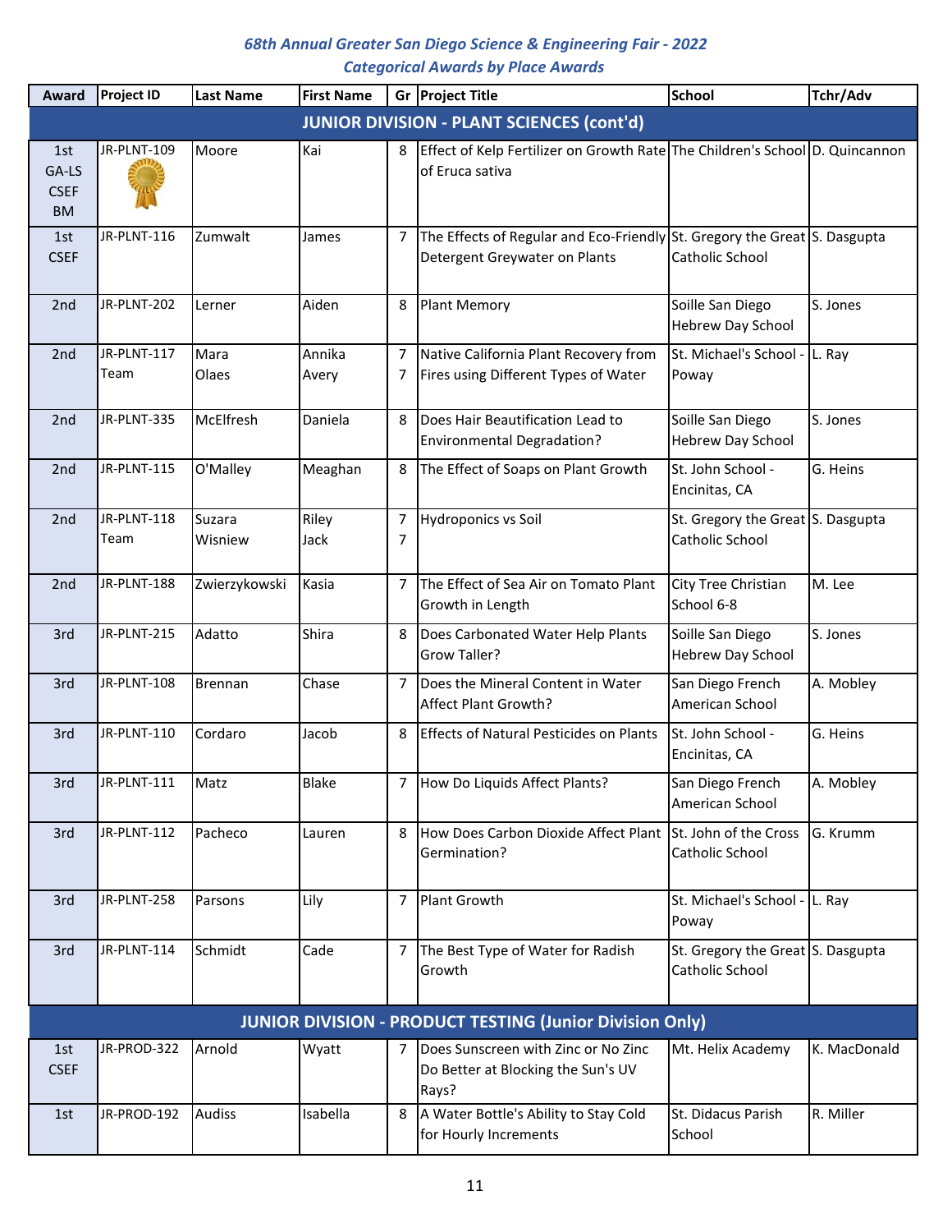*68th Annual Greater San Diego Science & Engineering Fair - 2022*
*Categorical Awards by Place Awards*

| Award | Project ID | Last Name | First Name | Gr | Project Title | School | Tchr/Adv |
|---|---|---|---|---|---|---|---|
| **JUNIOR DIVISION - PLANT SCIENCES (cont'd)** | | | | | | | |
| 1st GA-LS CSEF BM | JR-PLNT-109 | Moore | Kai | 8 | Effect of Kelp Fertilizer on Growth Rate of Eruca sativa | The Children's School | D. Quincannon |
| 1st CSEF | JR-PLNT-116 | Zumwalt | James | 7 | The Effects of Regular and Eco-Friendly Detergent Greywater on Plants | St. Gregory the Great Catholic School | S. Dasgupta |
| 2nd | JR-PLNT-202 | Lerner | Aiden | 8 | Plant Memory | Soille San Diego Hebrew Day School | S. Jones |
| 2nd | JR-PLNT-117 Team | Mara Olaes | Annika Avery | 7 7 | Native California Plant Recovery from Fires using Different Types of Water | St. Michael's School - Poway | L. Ray |
| 2nd | JR-PLNT-335 | McElfresh | Daniela | 8 | Does Hair Beautification Lead to Environmental Degradation? | Soille San Diego Hebrew Day School | S. Jones |
| 2nd | JR-PLNT-115 | O'Malley | Meaghan | 8 | The Effect of Soaps on Plant Growth | St. John School - Encinitas, CA | G. Heins |
| 2nd | JR-PLNT-118 Team | Suzara Wisniew | Riley Jack | 7 7 | Hydroponics vs Soil | St. Gregory the Great Catholic School | S. Dasgupta |
| 2nd | JR-PLNT-188 | Zwierzykowski | Kasia | 7 | The Effect of Sea Air on Tomato Plant Growth in Length | City Tree Christian School 6-8 | M. Lee |
| 3rd | JR-PLNT-215 | Adatto | Shira | 8 | Does Carbonated Water Help Plants Grow Taller? | Soille San Diego Hebrew Day School | S. Jones |
| 3rd | JR-PLNT-108 | Brennan | Chase | 7 | Does the Mineral Content in Water Affect Plant Growth? | San Diego French American School | A. Mobley |
| 3rd | JR-PLNT-110 | Cordaro | Jacob | 8 | Effects of Natural Pesticides on Plants | St. John School - Encinitas, CA | G. Heins |
| 3rd | JR-PLNT-111 | Matz | Blake | 7 | How Do Liquids Affect Plants? | San Diego French American School | A. Mobley |
| 3rd | JR-PLNT-112 | Pacheco | Lauren | 8 | How Does Carbon Dioxide Affect Plant Germination? | St. John of the Cross Catholic School | G. Krumm |
| 3rd | JR-PLNT-258 | Parsons | Lily | 7 | Plant Growth | St. Michael's School - Poway | L. Ray |
| 3rd | JR-PLNT-114 | Schmidt | Cade | 7 | The Best Type of Water for Radish Growth | St. Gregory the Great Catholic School | S. Dasgupta |
| **JUNIOR DIVISION - PRODUCT TESTING (Junior Division Only)** | | | | | | | |
| 1st CSEF | JR-PROD-322 | Arnold | Wyatt | 7 | Does Sunscreen with Zinc or No Zinc Do Better at Blocking the Sun's UV Rays? | Mt. Helix Academy | K. MacDonald |
| 1st | JR-PROD-192 | Audiss | Isabella | 8 | A Water Bottle's Ability to Stay Cold for Hourly Increments | St. Didacus Parish School | R. Miller |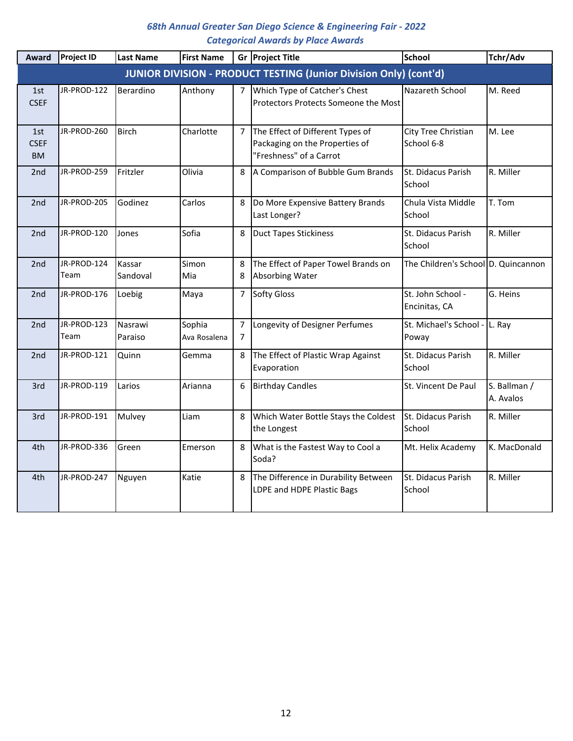*68th Annual Greater San Diego Science & Engineering Fair - 2022*
*Categorical Awards by Place Awards*

| Award | Project ID | Last Name | First Name | Gr | Project Title | School | Tchr/Adv |
|---|---|---|---|---|---|---|---|
| **JUNIOR DIVISION - PRODUCT TESTING (Junior Division Only) (cont'd)** | | | | | | | |
| 1st CSEF | JR-PROD-122 | Berardino | Anthony | 7 | Which Type of Catcher's Chest Protectors Protects Someone the Most | Nazareth School | M. Reed |
| 1st CSEF BM | JR-PROD-260 | Birch | Charlotte | 7 | The Effect of Different Types of Packaging on the Properties of "Freshness" of a Carrot | City Tree Christian School 6-8 | M. Lee |
| 2nd | JR-PROD-259 | Fritzler | Olivia | 8 | A Comparison of Bubble Gum Brands | St. Didacus Parish School | R. Miller |
| 2nd | JR-PROD-205 | Godinez | Carlos | 8 | Do More Expensive Battery Brands Last Longer? | Chula Vista Middle School | T. Tom |
| 2nd | JR-PROD-120 | Jones | Sofia | 8 | Duct Tapes Stickiness | St. Didacus Parish School | R. Miller |
| 2nd | JR-PROD-124 Team | Kassar Sandoval | Simon Mia | 8 8 | The Effect of Paper Towel Brands on Absorbing Water | The Children's School | D. Quincannon |
| 2nd | JR-PROD-176 | Loebig | Maya | 7 | Softy Gloss | St. John School - Encinitas, CA | G. Heins |
| 2nd | JR-PROD-123 Team | Nasrawi Paraiso | Sophia Ava Rosalena | 7 7 | Longevity of Designer Perfumes | St. Michael's School - Poway | L. Ray |
| 2nd | JR-PROD-121 | Quinn | Gemma | 8 | The Effect of Plastic Wrap Against Evaporation | St. Didacus Parish School | R. Miller |
| 3rd | JR-PROD-119 | Larios | Arianna | 6 | Birthday Candles | St. Vincent De Paul | S. Ballman / A. Avalos |
| 3rd | JR-PROD-191 | Mulvey | Liam | 8 | Which Water Bottle Stays the Coldest the Longest | St. Didacus Parish School | R. Miller |
| 4th | JR-PROD-336 | Green | Emerson | 8 | What is the Fastest Way to Cool a Soda? | Mt. Helix Academy | K. MacDonald |
| 4th | JR-PROD-247 | Nguyen | Katie | 8 | The Difference in Durability Between LDPE and HDPE Plastic Bags | St. Didacus Parish School | R. Miller |